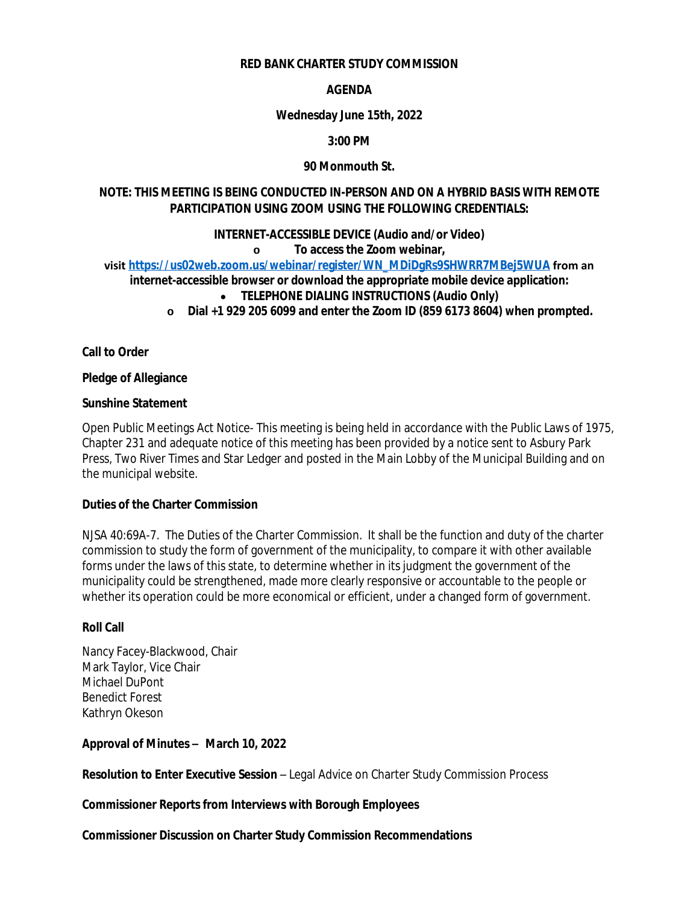**RED BANK CHARTER STUDY COMMISSION**

**AGENDA**

**Wednesday June 15th, 2022**

**3:00 PM**

**90 Monmouth St.**

**NOTE: THIS MEETING IS BEING CONDUCTED IN-PERSON AND ON A HYBRID BASIS WITH REMOTE PARTICIPATION USING ZOOM USING THE FOLLOWING CREDENTIALS:**

**INTERNET-ACCESSIBLE DEVICE (Audio and/or Video)**

- **To access the Zoom webinar,**

**visit [https://us02web.zoom.us/webinar/register/WN_MDiDgRs9SHWRR7MBej5WUA](https://us02web.zoom.us/webinar/register/WN_MDiDgRs9SHWRR7MBej5WUA) from an internet-accessible browser or download the appropriate mobile device application:**

- **TELEPHONE DIALING INSTRUCTIONS (Audio Only)**
  - **Dial +1 929 205 6099 and enter the Zoom ID (859 6173 8604) when prompted.**

**Call to Order**

**Pledge of Allegiance**

**Sunshine Statement**

Open Public Meetings Act Notice- This meeting is being held in accordance with the Public Laws of 1975, Chapter 231 and adequate notice of this meeting has been provided by a notice sent to Asbury Park Press, Two River Times and Star Ledger and posted in the Main Lobby of the Municipal Building and on the municipal website.

**Duties of the Charter Commission**

NJSA 40:69A-7. The Duties of the Charter Commission. It shall be the function and duty of the charter commission to study the form of government of the municipality, to compare it with other available forms under the laws of this state, to determine whether in its judgment the government of the municipality could be strengthened, made more clearly responsive or accountable to the people or whether its operation could be more economical or efficient, under a changed form of government.

**Roll Call**

Nancy Facey-Blackwood, Chair
Mark Taylor, Vice Chair
Michael DuPont
Benedict Forest
Kathryn Okeson

**Approval of Minutes – March 10, 2022**

**Resolution to Enter Executive Session** – Legal Advice on Charter Study Commission Process

**Commissioner Reports from Interviews with Borough Employees**

**Commissioner Discussion on Charter Study Commission Recommendations**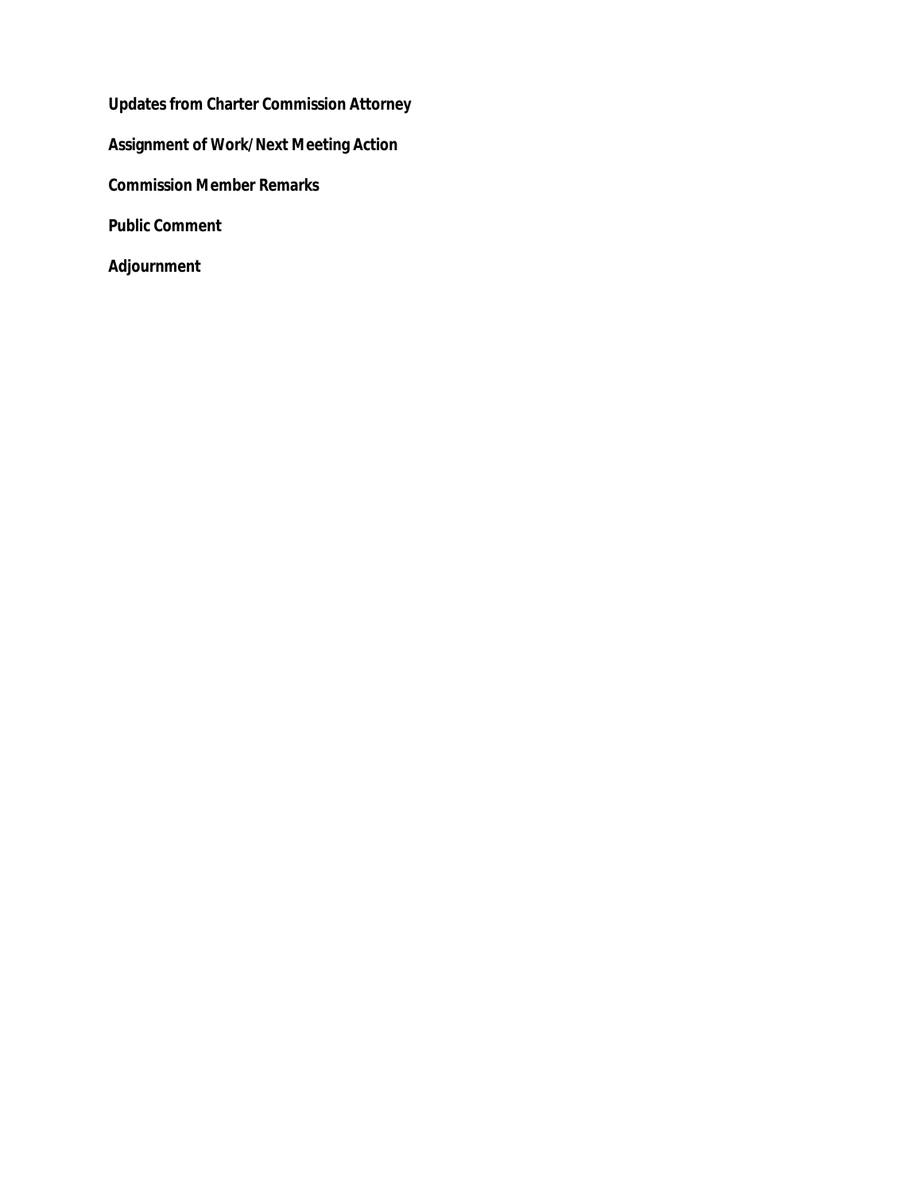**Updates from Charter Commission Attorney**

**Assignment of Work/Next Meeting Action**

**Commission Member Remarks**

**Public Comment**

**Adjournment**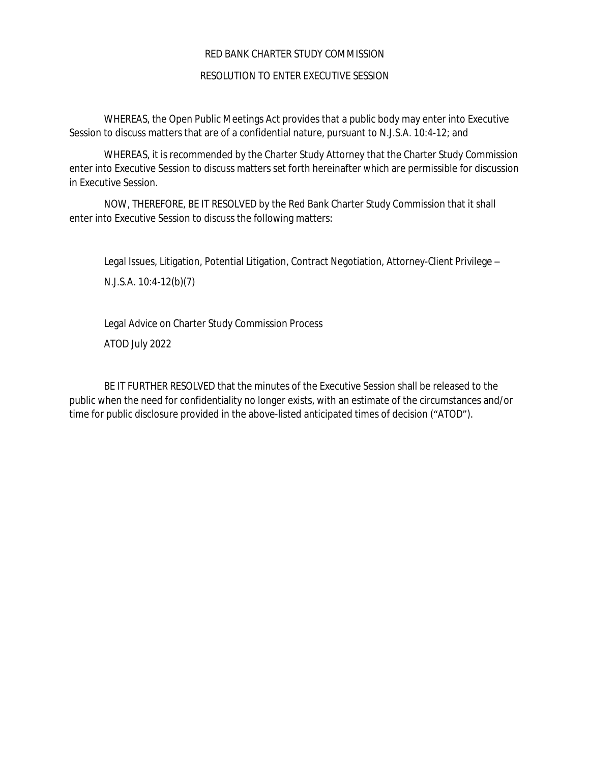# RED BANK CHARTER STUDY COMMISSION

## RESOLUTION TO ENTER EXECUTIVE SESSION

WHEREAS, the Open Public Meetings Act provides that a public body may enter into Executive Session to discuss matters that are of a confidential nature, pursuant to N.J.S.A. 10:4-12; and

WHEREAS, it is recommended by the Charter Study Attorney that the Charter Study Commission enter into Executive Session to discuss matters set forth hereinafter which are permissible for discussion in Executive Session.

NOW, THEREFORE, BE IT RESOLVED by the Red Bank Charter Study Commission that it shall enter into Executive Session to discuss the following matters:

Legal Issues, Litigation, Potential Litigation, Contract Negotiation, Attorney-Client Privilege – N.J.S.A. 10:4-12(b)(7)

Legal Advice on Charter Study Commission Process

ATOD July 2022

BE IT FURTHER RESOLVED that the minutes of the Executive Session shall be released to the public when the need for confidentiality no longer exists, with an estimate of the circumstances and/or time for public disclosure provided in the above-listed anticipated times of decision ("ATOD").